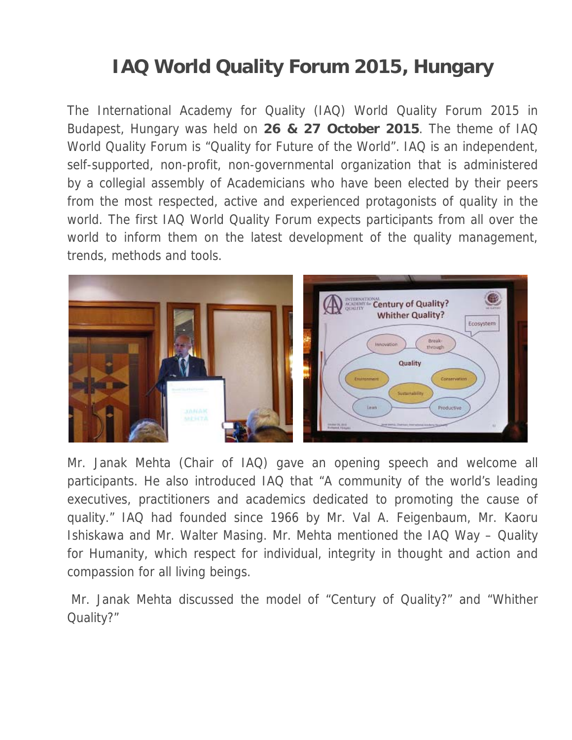# IAQ World Quality Forum 2015, Hungary

The International Academy for Quality (IAQ) World Quality Forum 2015 in Budapest, Hungary was held on **26 & 27 October 2015**. The theme of IAQ World Quality Forum is "Quality for Future of the World". IAQ is an independent, self-supported, non-profit, non-governmental organization that is administered by a collegial assembly of Academicians who have been elected by their peers from the most respected, active and experienced protagonists of quality in the world. The first IAQ World Quality Forum expects participants from all over the world to inform them on the latest development of the quality management, trends, methods and tools.

Mr. Janak Mehta (Chair of IAQ) gave an opening speech and welcome all participants. He also introduced IAQ that "A community of the world's leading executives, practitioners and academics dedicated to promoting the cause of quality." IAQ had founded since 1966 by Mr. Val A. Feigenbaum, Mr. Kaoru Ishiskawa and Mr. Walter Masing. Mr. Mehta mentioned the IAQ Way – Quality for Humanity, which respect for individual, integrity in thought and action and compassion for all living beings.

Mr. Janak Mehta discussed the model of "Century of Quality?" and "Whither Quality?"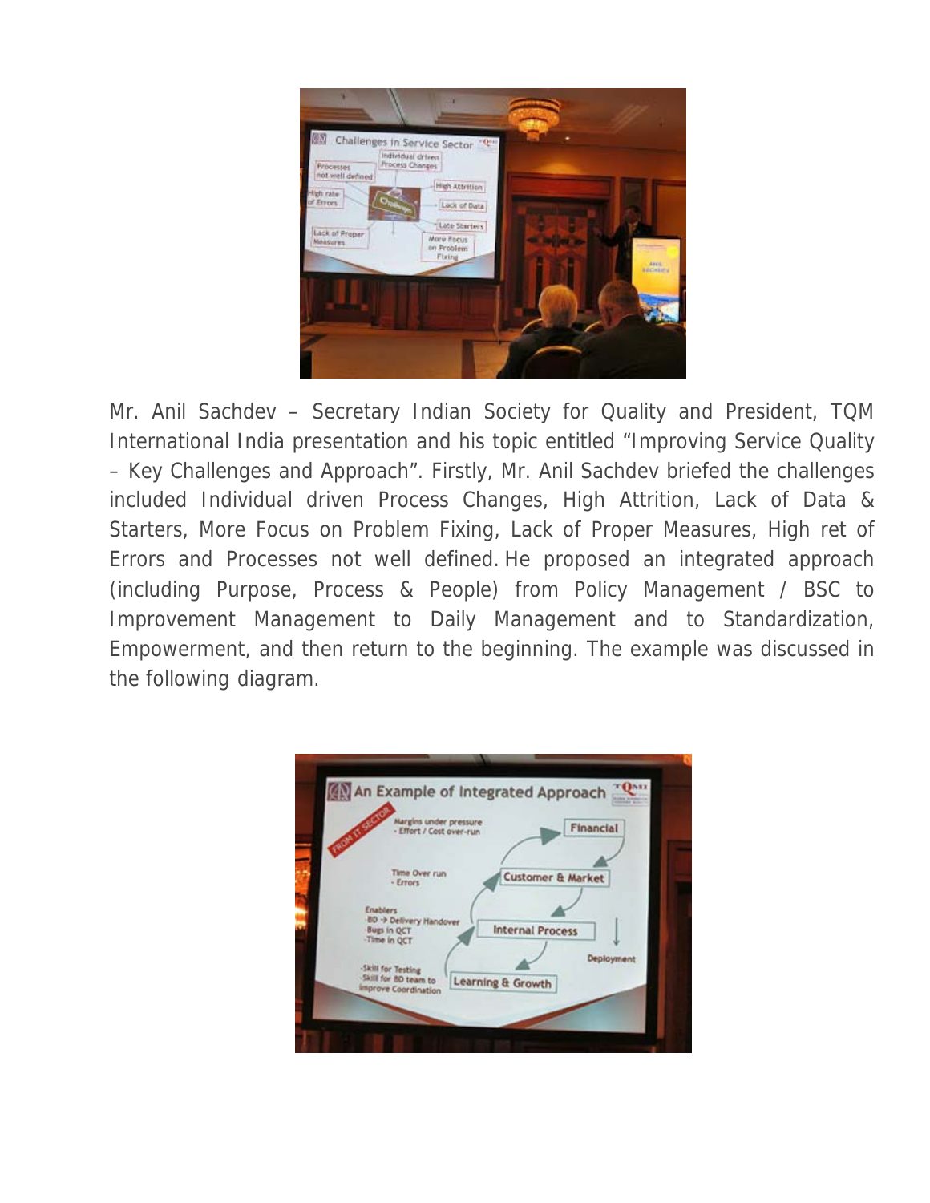Mr. Anil Sachdev – Secretary Indian Society for Quality and President, TQM International India presentation and his topic entitled "Improving Service Quality – Key Challenges and Approach". Firstly, Mr. Anil Sachdev briefed the challenges included Individual driven Process Changes, High Attrition, Lack of Data & Starters, More Focus on Problem Fixing, Lack of Proper Measures, High ret of Errors and Processes not well defined. He proposed an integrated approach (including Purpose, Process & People) from Policy Management / BSC to Improvement Management to Daily Management and to Standardization, Empowerment, and then return to the beginning. The example was discussed in the following diagram.